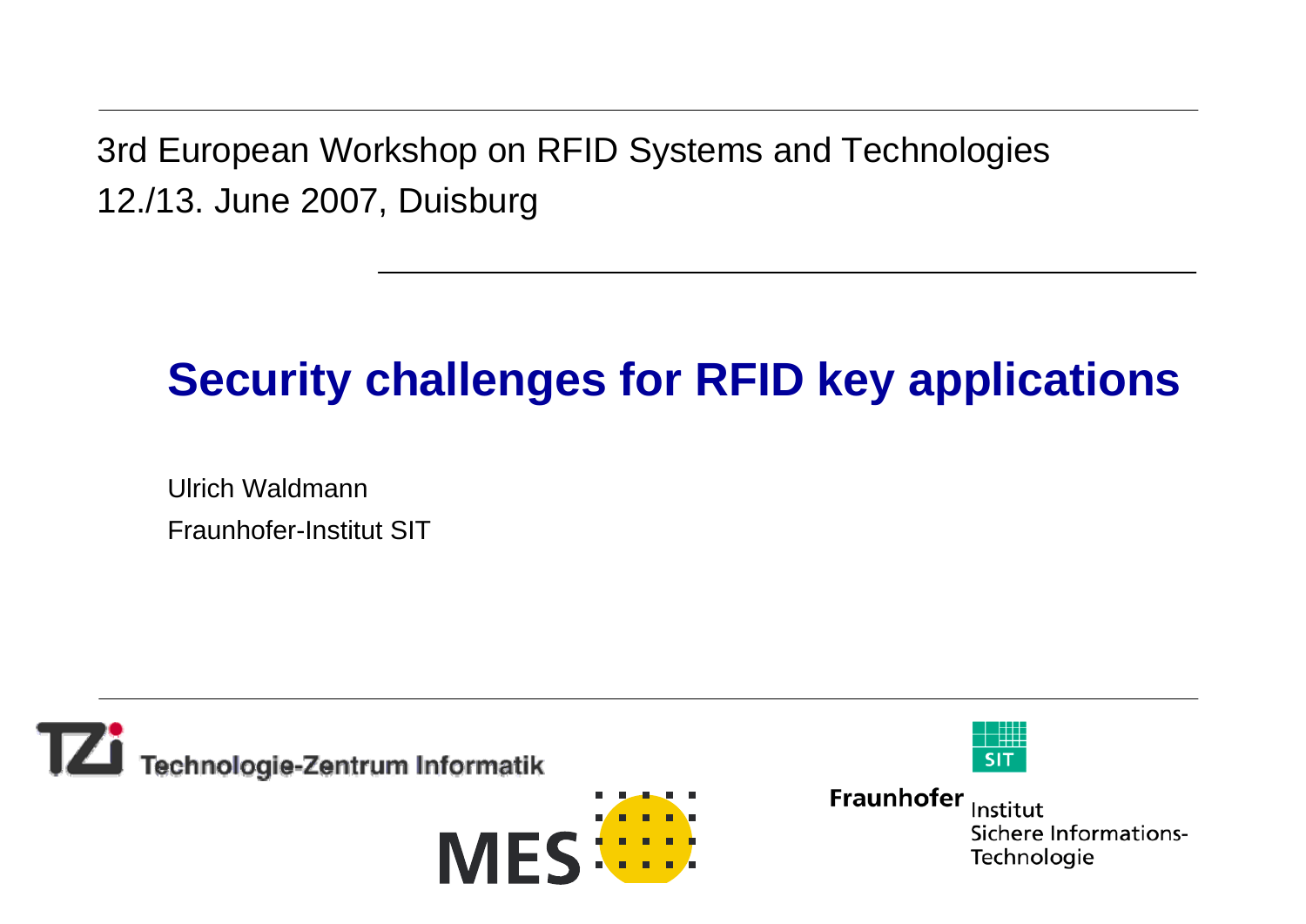3rd European Workshop on RFID Systems and Technologies
12./13. June 2007, Duisburg

# Security challenges for RFID key applications

Ulrich Waldmann

Fraunhofer-Institut SIT

Technologie-Zentrum Informatik

MES

Fraunhofer Institut Sichere Informations-Technologie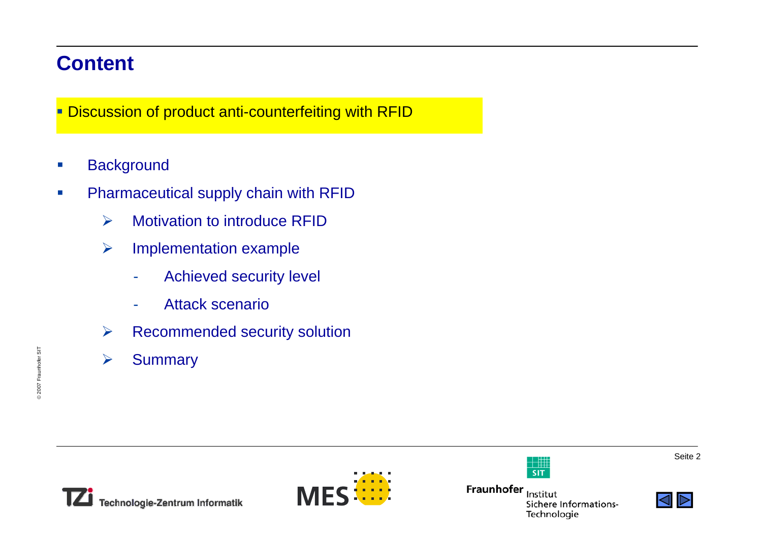# Content

- Discussion of product anti-counterfeiting with RFID

- Background
- Pharmaceutical supply chain with RFID
  - Motivation to introduce RFID
  - Implementation example
    - Achieved security level
    - Attack scenario
  - Recommended security solution
  - Summary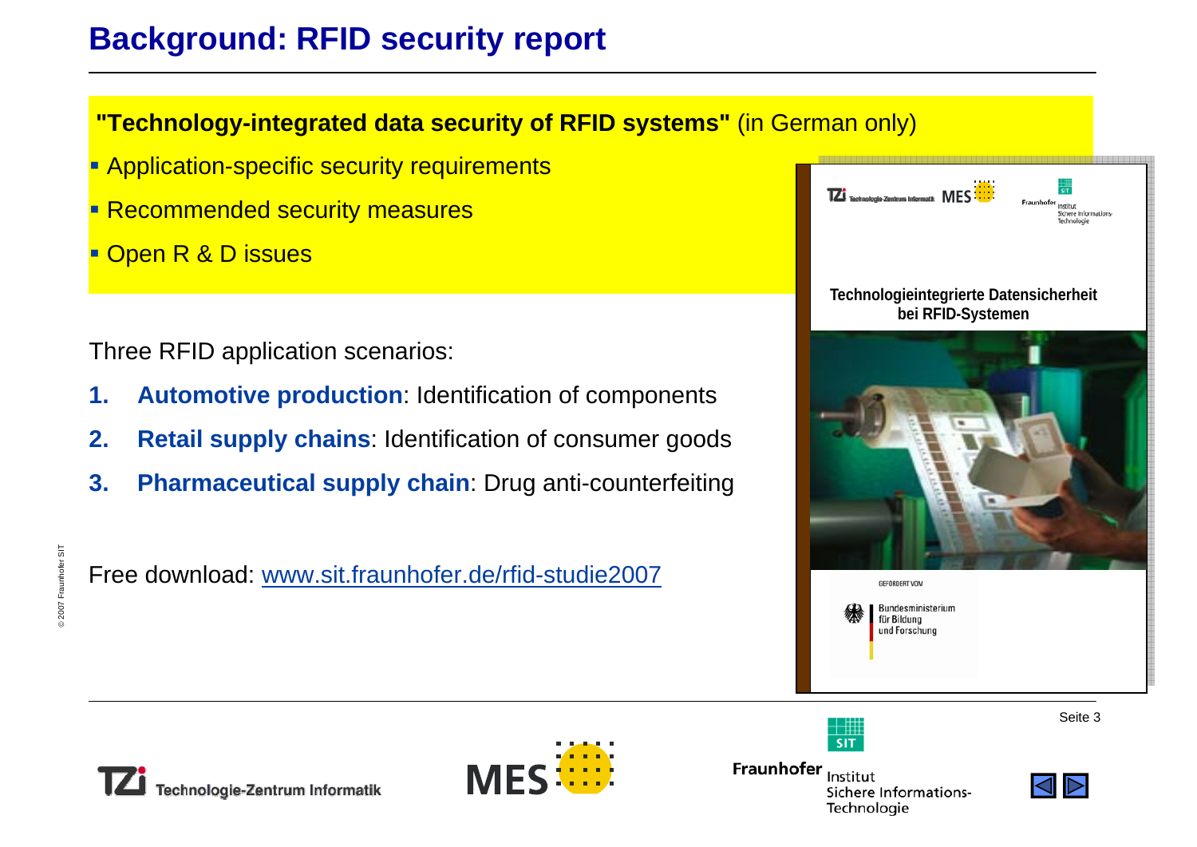# Background: RFID security report

**"Technology-integrated data security of RFID systems"** (in German only)

- Application-specific security requirements
- Recommended security measures
- Open R & D issues

Three RFID application scenarios:

1. **Automotive production**: Identification of components
2. **Retail supply chains**: Identification of consumer goods
3. **Pharmaceutical supply chain**: Drug anti-counterfeiting

Free download: [www.sit.fraunhofer.de/rfid-studie2007](www.sit.fraunhofer.de/rfid-studie2007)

Technologieintegrierte Datensicherheit bei RFID-Systemen

GEFÖRDERT VOM

Bundesministerium für Bildung und Forschung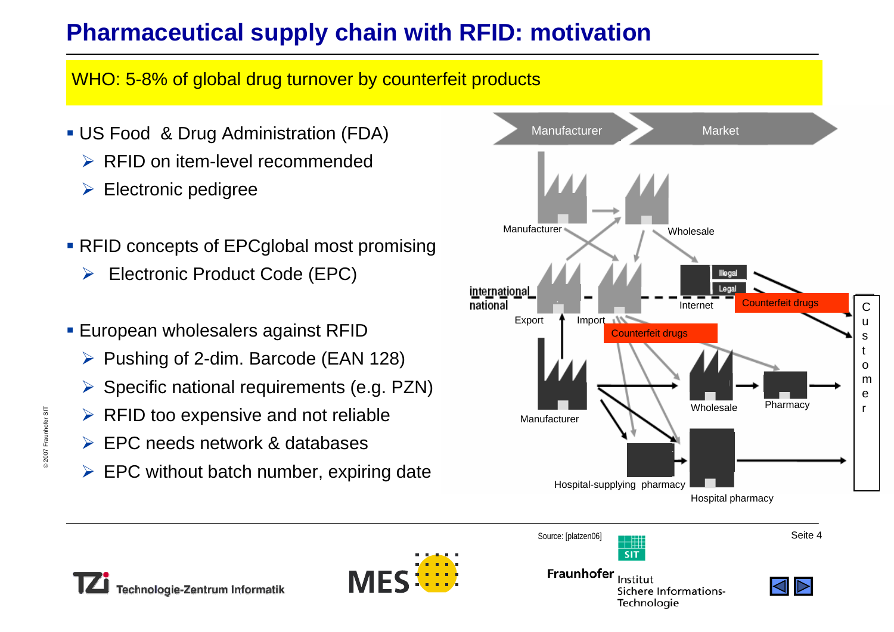# Pharmaceutical supply chain with RFID: motivation

WHO: 5-8% of global drug turnover by counterfeit products

- US Food & Drug Administration (FDA)
  - RFID on item-level recommended
  - Electronic pedigree
- RFID concepts of EPCglobal most promising
  - Electronic Product Code (EPC)
- European wholesalers against RFID
  - Pushing of 2-dim. Barcode (EAN 128)
  - Specific national requirements (e.g. PZN)
  - RFID too expensive and not reliable
  - EPC needs network & databases
  - EPC without batch number, expiring date

Manufacturer → Market

Manufacturer, Wholesale, international, national, Export, Import, Internet, Illegal, Legal, Counterfeit drugs, Counterfeit drugs, Customer, Manufacturer, Wholesale, Pharmacy, Hospital-supplying pharmacy, Hospital pharmacy

Source: [platzen06]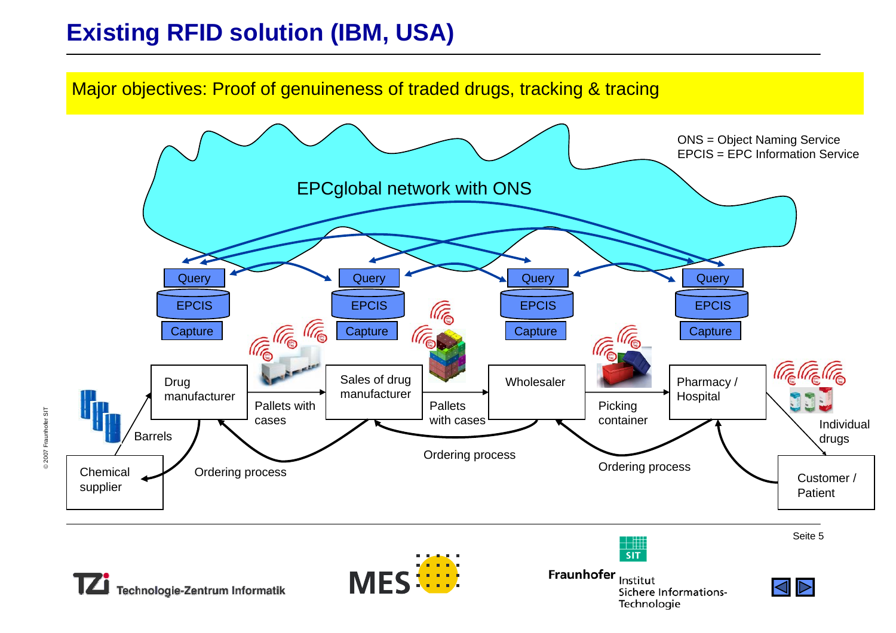# Existing RFID solution (IBM, USA)

Major objectives: Proof of genuineness of traded drugs, tracking & tracing

ONS = Object Naming Service
EPCIS = EPC Information Service

EPCglobal network with ONS

Query | EPCIS | Capture

Drug manufacturer → Pallets with cases → Sales of drug manufacturer → Pallets with cases → Wholesaler → Picking container → Pharmacy / Hospital → Individual drugs → Customer / Patient

Chemical supplier → Barrels → Drug manufacturer

Ordering process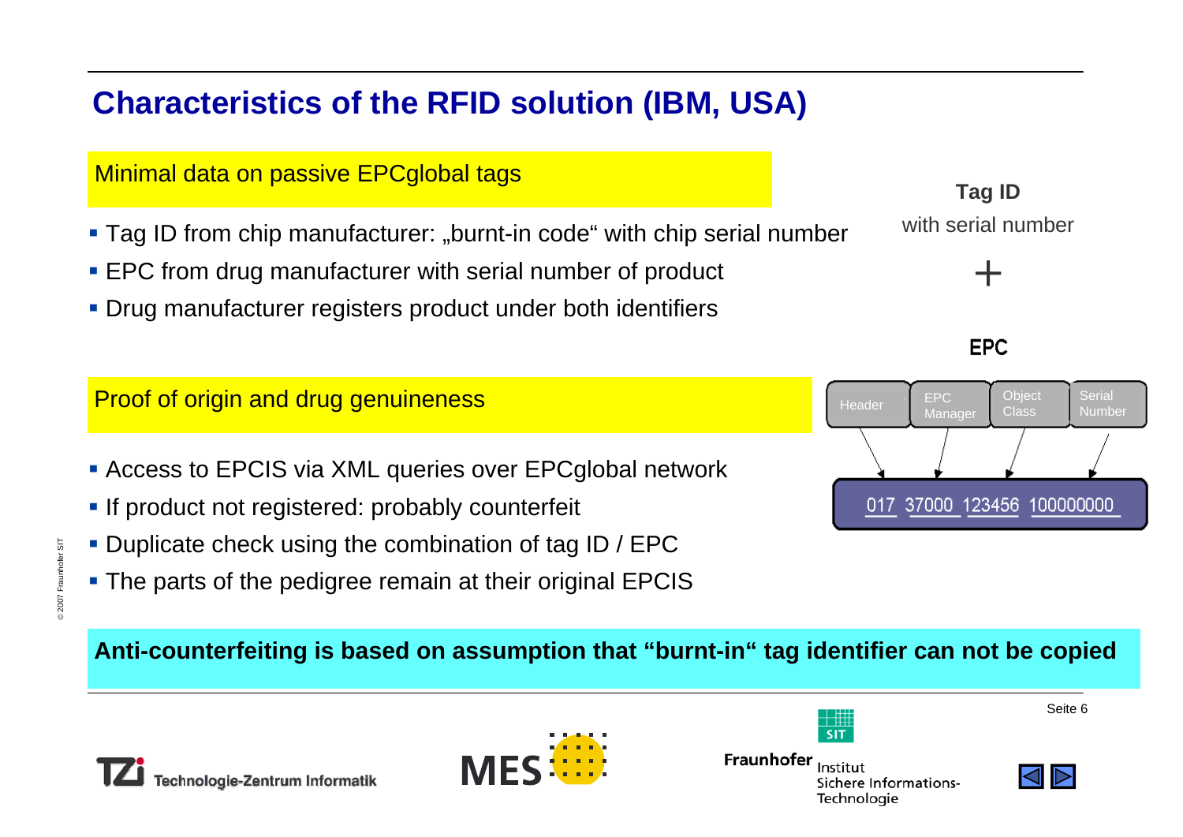# Characteristics of the RFID solution (IBM, USA)

## Minimal data on passive EPCglobal tags

- Tag ID from chip manufacturer: „burnt-in code“ with chip serial number
- EPC from drug manufacturer with serial number of product
- Drug manufacturer registers product under both identifiers

**Tag ID**

with serial number

+

**EPC**

| Header | EPC Manager | Object Class | Serial Number |
|---|---|---|---|
| 017 | 37000 | 123456 | 100000000 |

## Proof of origin and drug genuineness

- Access to EPCIS via XML queries over EPCglobal network
- If product not registered: probably counterfeit
- Duplicate check using the combination of tag ID / EPC
- The parts of the pedigree remain at their original EPCIS

**Anti-counterfeiting is based on assumption that “burnt-in“ tag identifier can not be copied**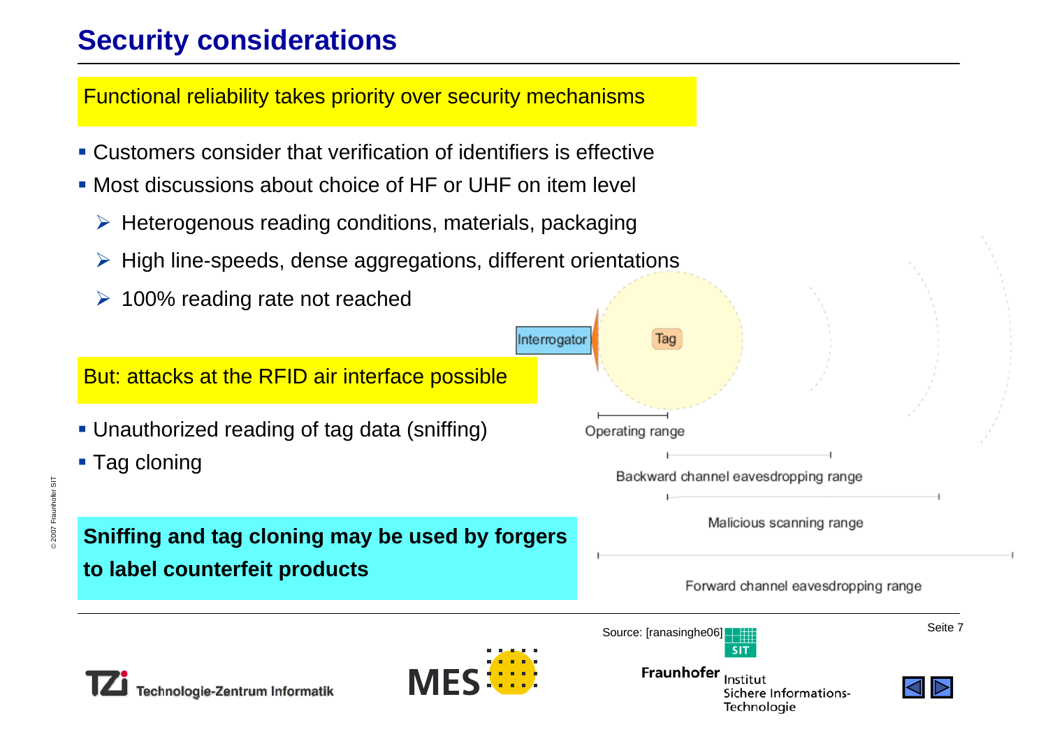# Security considerations

Functional reliability takes priority over security mechanisms

- Customers consider that verification of identifiers is effective
- Most discussions about choice of HF or UHF on item level
  - Heterogenous reading conditions, materials, packaging
  - High line-speeds, dense aggregations, different orientations
  - 100% reading rate not reached

But: attacks at the RFID air interface possible

- Unauthorized reading of tag data (sniffing)
- Tag cloning

**Sniffing and tag cloning may be used by forgers to label counterfeit products**

Interrogator

Tag

Operating range

Backward channel eavesdropping range

Malicious scanning range

Forward channel eavesdropping range

Source: [ranasinghe06]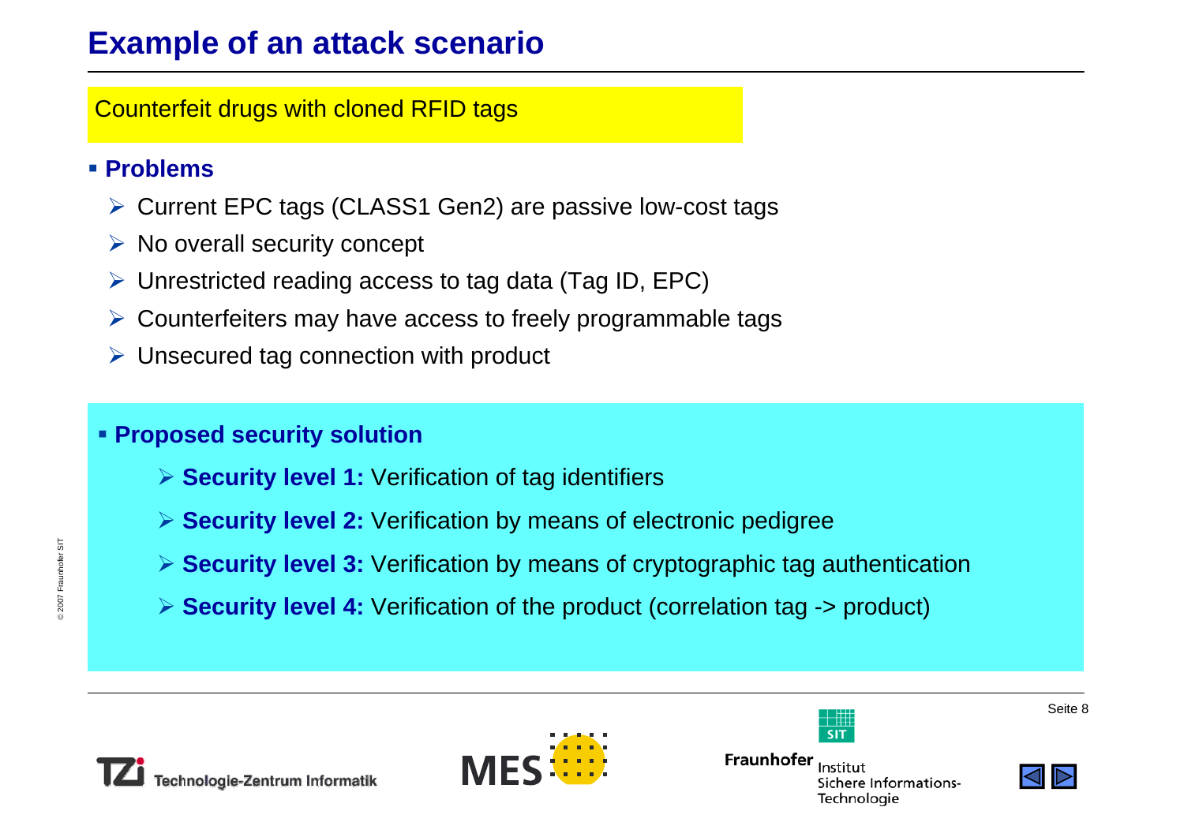# Example of an attack scenario

Counterfeit drugs with cloned RFID tags

- **Problems**
  - Current EPC tags (CLASS1 Gen2) are passive low-cost tags
  - No overall security concept
  - Unrestricted reading access to tag data (Tag ID, EPC)
  - Counterfeiters may have access to freely programmable tags
  - Unsecured tag connection with product

- **Proposed security solution**
  - **Security level 1:** Verification of tag identifiers
  - **Security level 2:** Verification by means of electronic pedigree
  - **Security level 3:** Verification by means of cryptographic tag authentication
  - **Security level 4:** Verification of the product (correlation tag -> product)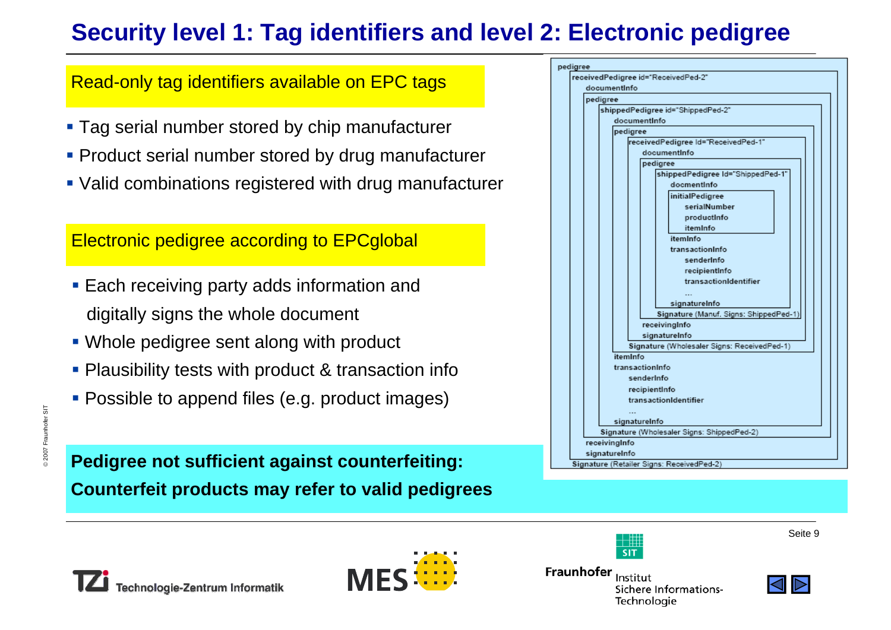# Security level 1: Tag identifiers and level 2: Electronic pedigree

**Read-only tag identifiers available on EPC tags**

- Tag serial number stored by chip manufacturer
- Product serial number stored by drug manufacturer
- Valid combinations registered with drug manufacturer

**Electronic pedigree according to EPCglobal**

- Each receiving party adds information and digitally signs the whole document
- Whole pedigree sent along with product
- Plausibility tests with product & transaction info
- Possible to append files (e.g. product images)

```
pedigree
  receivedPedigree id="ReceivedPed-2"
    documentInfo
    pedigree
      shippedPedigree id="ShippedPed-2"
        documentInfo
        pedigree
          receivedPedigree Id="ReceivedPed-1"
            documentInfo
            pedigree
              shippedPedigree Id="ShippedPed-1"
                docmentInfo
                initialPedigree
                  serialNumber
                  productInfo
                  itemInfo
                itemInfo
                transactionInfo
                  senderInfo
                  recipientInfo
                  transactionIdentifier
                  ...
                signatureInfo
              Signature (Manuf. Signs: ShippedPed-1)
            receivingInfo
            signatureInfo
          Signature (Wholesaler Signs: ReceivedPed-1)
        itemInfo
        transactionInfo
          senderInfo
          recipientInfo
          transactionIdentifier
          ...
        signatureInfo
      Signature (Wholesaler Signs: ShippedPed-2)
    receivingInfo
    signatureInfo
  Signature (Retailer Signs: ReceivedPed-2)
```

**Pedigree not sufficient against counterfeiting: Counterfeit products may refer to valid pedigrees**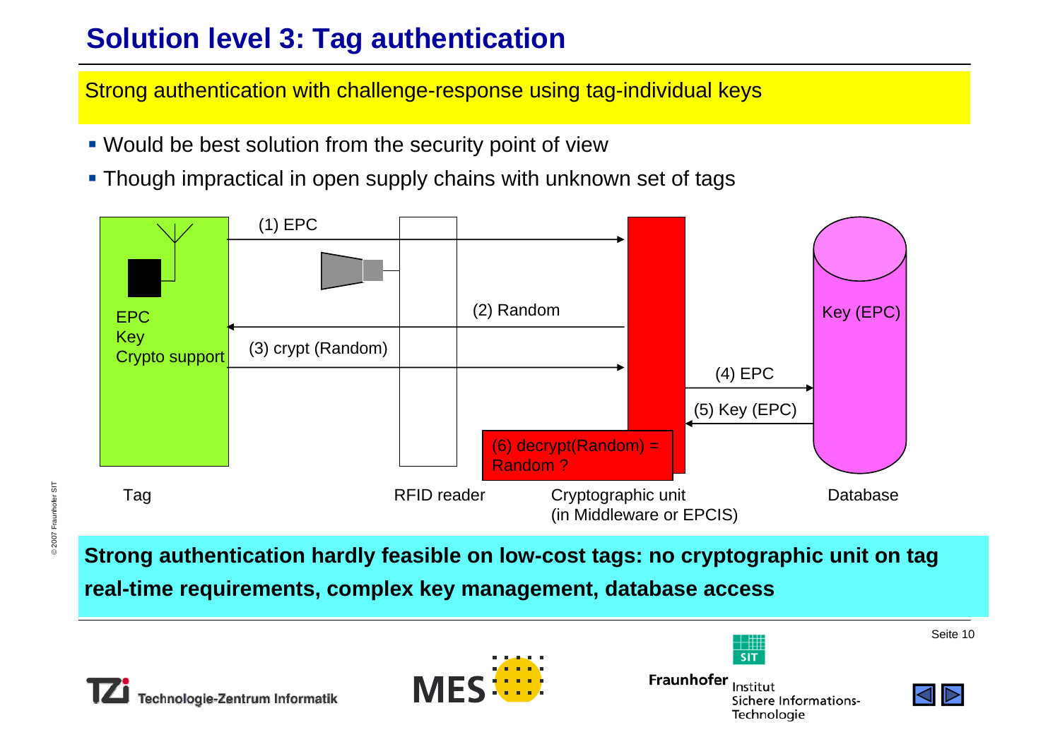# Solution level 3: Tag authentication

Strong authentication with challenge-response using tag-individual keys

- Would be best solution from the security point of view
- Though impractical in open supply chains with unknown set of tags

Tag: EPC, Key, Crypto support

(1) EPC

(2) Random

(3) crypt (Random)

(4) EPC

(5) Key (EPC)

(6) decrypt(Random) = Random ?

Key (EPC)

Tag | RFID reader | Cryptographic unit (in Middleware or EPCIS) | Database

**Strong authentication hardly feasible on low-cost tags: no cryptographic unit on tag real-time requirements, complex key management, database access**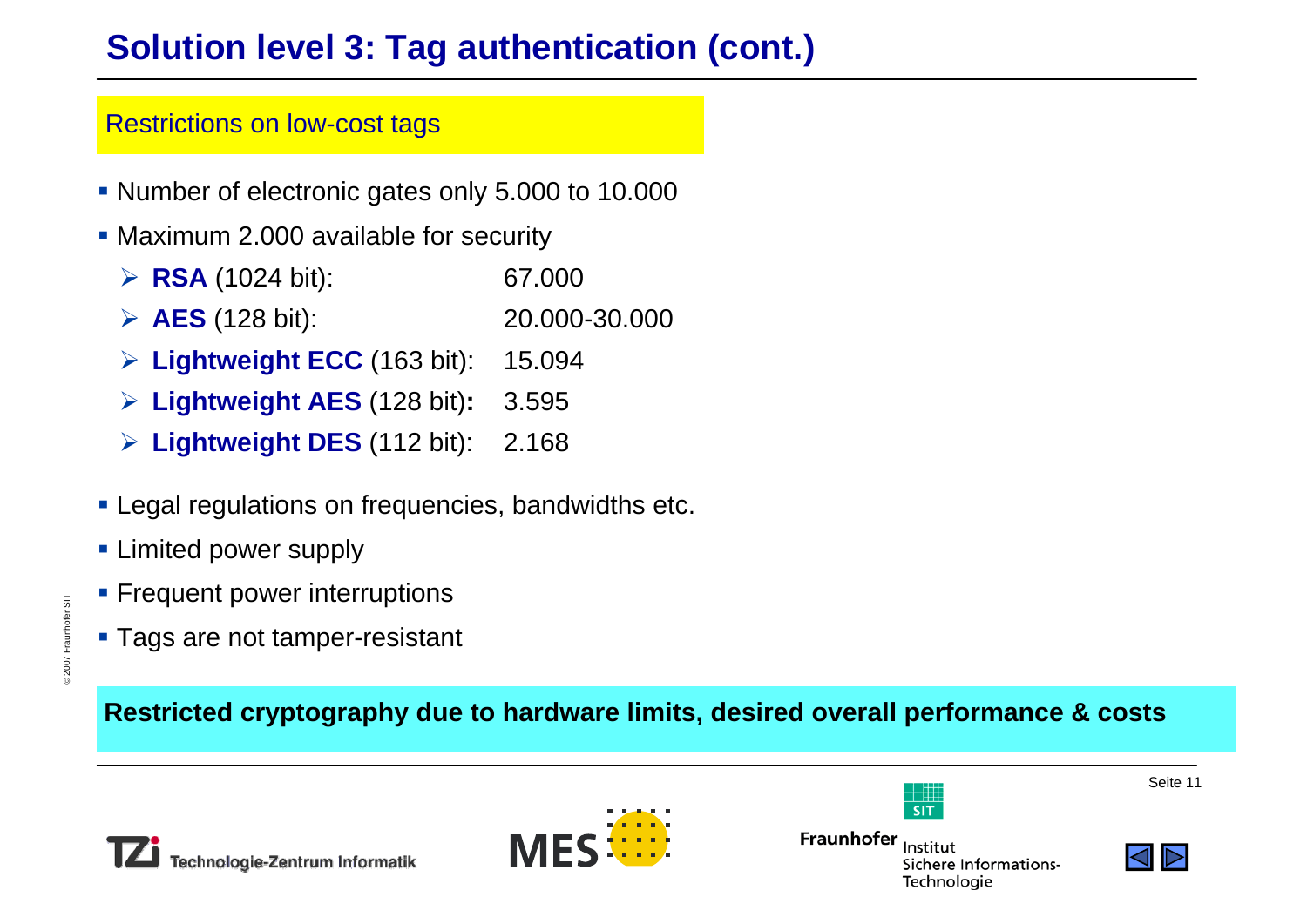# Solution level 3: Tag authentication (cont.)

## Restrictions on low-cost tags

- Number of electronic gates only 5.000 to 10.000
- Maximum 2.000 available for security
  - **RSA** (1024 bit): 67.000
  - **AES** (128 bit): 20.000-30.000
  - **Lightweight ECC** (163 bit): 15.094
  - **Lightweight AES** (128 bit)**:** 3.595
  - **Lightweight DES** (112 bit): 2.168
- Legal regulations on frequencies, bandwidths etc.
- Limited power supply
- Frequent power interruptions
- Tags are not tamper-resistant

**Restricted cryptography due to hardware limits, desired overall performance & costs**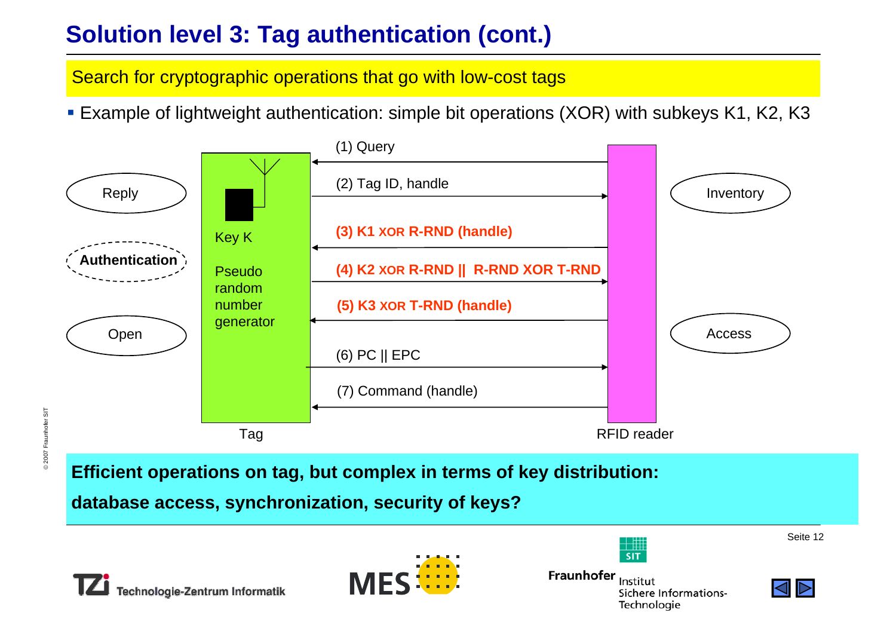# Solution level 3: Tag authentication (cont.)

**Search for cryptographic operations that go with low-cost tags**

- Example of lightweight authentication: simple bit operations (XOR) with subkeys K1, K2, K3

Reply

Authentication

Open

Tag: Key K, Pseudo random number generator

(1) Query

(2) Tag ID, handle

**(3) K1 XOR R-RND (handle)**

**(4) K2 XOR R-RND || R-RND XOR T-RND**

**(5) K3 XOR T-RND (handle)**

(6) PC || EPC

(7) Command (handle)

RFID reader

Inventory

Access

**Efficient operations on tag, but complex in terms of key distribution:**

**database access, synchronization, security of keys?**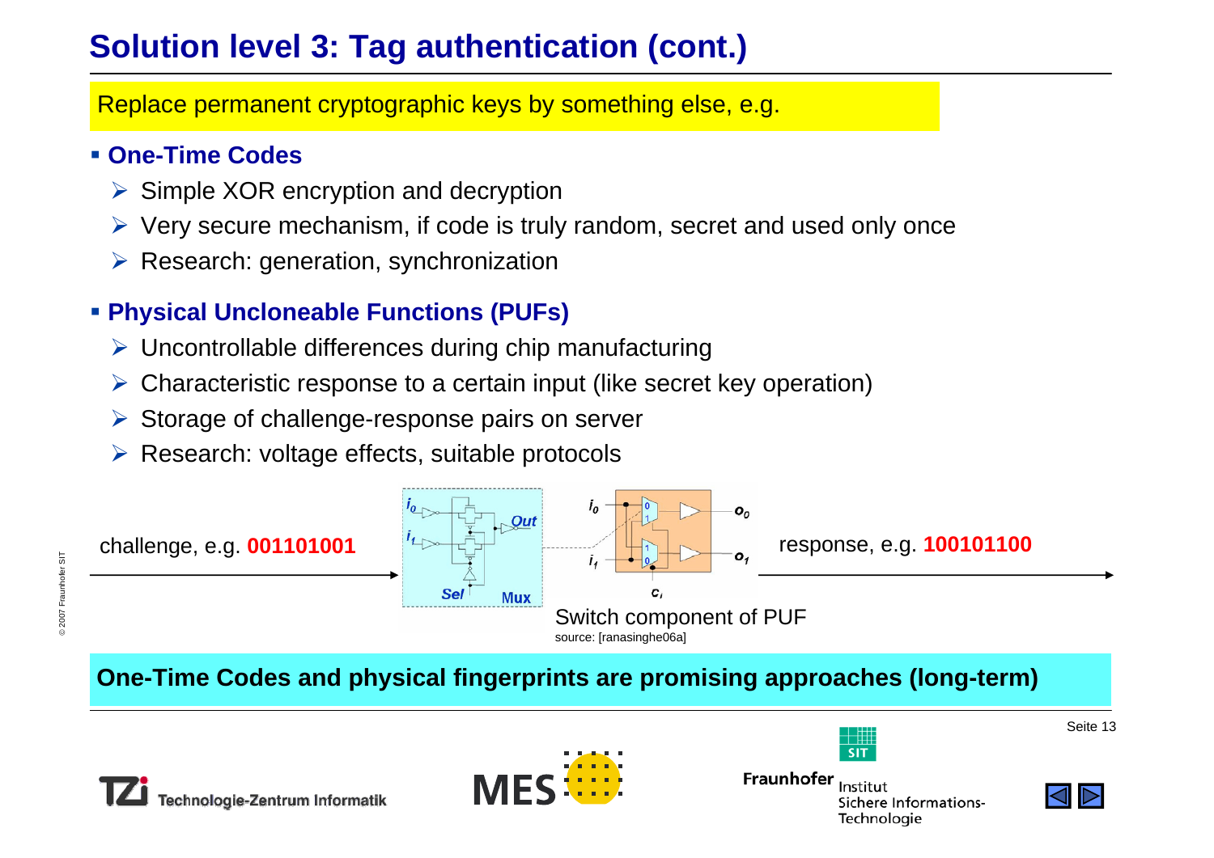# Solution level 3: Tag authentication (cont.)

Replace permanent cryptographic keys by something else, e.g.

- **One-Time Codes**
  - Simple XOR encryption and decryption
  - Very secure mechanism, if code is truly random, secret and used only once
  - Research: generation, synchronization
- **Physical Uncloneable Functions (PUFs)**
  - Uncontrollable differences during chip manufacturing
  - Characteristic response to a certain input (like secret key operation)
  - Storage of challenge-response pairs on server
  - Research: voltage effects, suitable protocols

challenge, e.g. **001101001** → response, e.g. **100101100**

Switch component of PUF

source: [ranasinghe06a]

**One-Time Codes and physical fingerprints are promising approaches (long-term)**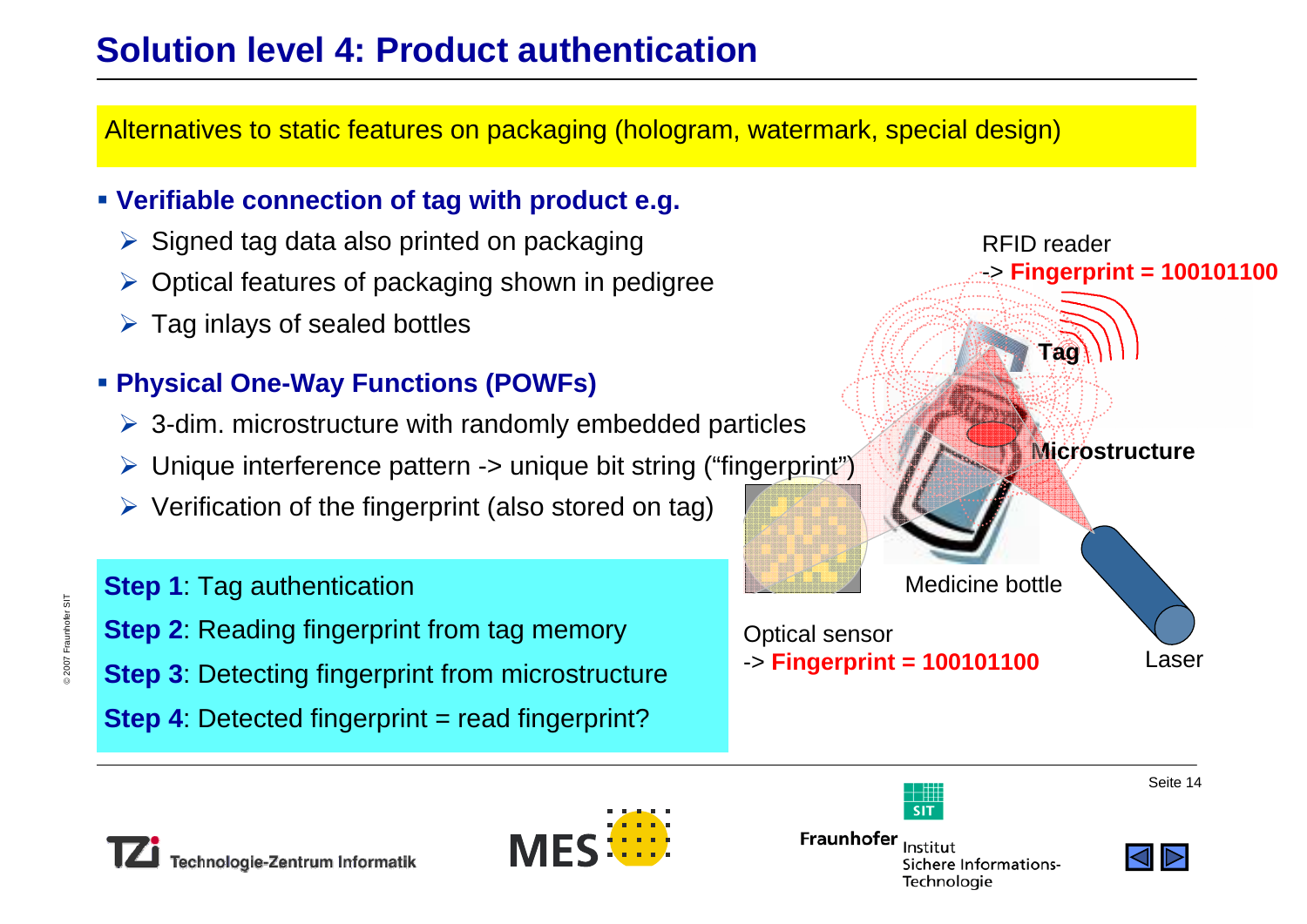# Solution level 4: Product authentication

Alternatives to static features on packaging (hologram, watermark, special design)

- **Verifiable connection of tag with product e.g.**
  - Signed tag data also printed on packaging
  - Optical features of packaging shown in pedigree
  - Tag inlays of sealed bottles
- **Physical One-Way Functions (POWFs)**
  - 3-dim. microstructure with randomly embedded particles
  - Unique interference pattern -> unique bit string ("fingerprint")
  - Verification of the fingerprint (also stored on tag)

**Step 1**: Tag authentication

**Step 2**: Reading fingerprint from tag memory

**Step 3**: Detecting fingerprint from microstructure

**Step 4**: Detected fingerprint = read fingerprint?

RFID reader
-> **Fingerprint = 100101100**

**Tag**

**Microstructure**

Medicine bottle

Optical sensor
-> **Fingerprint = 100101100**

Laser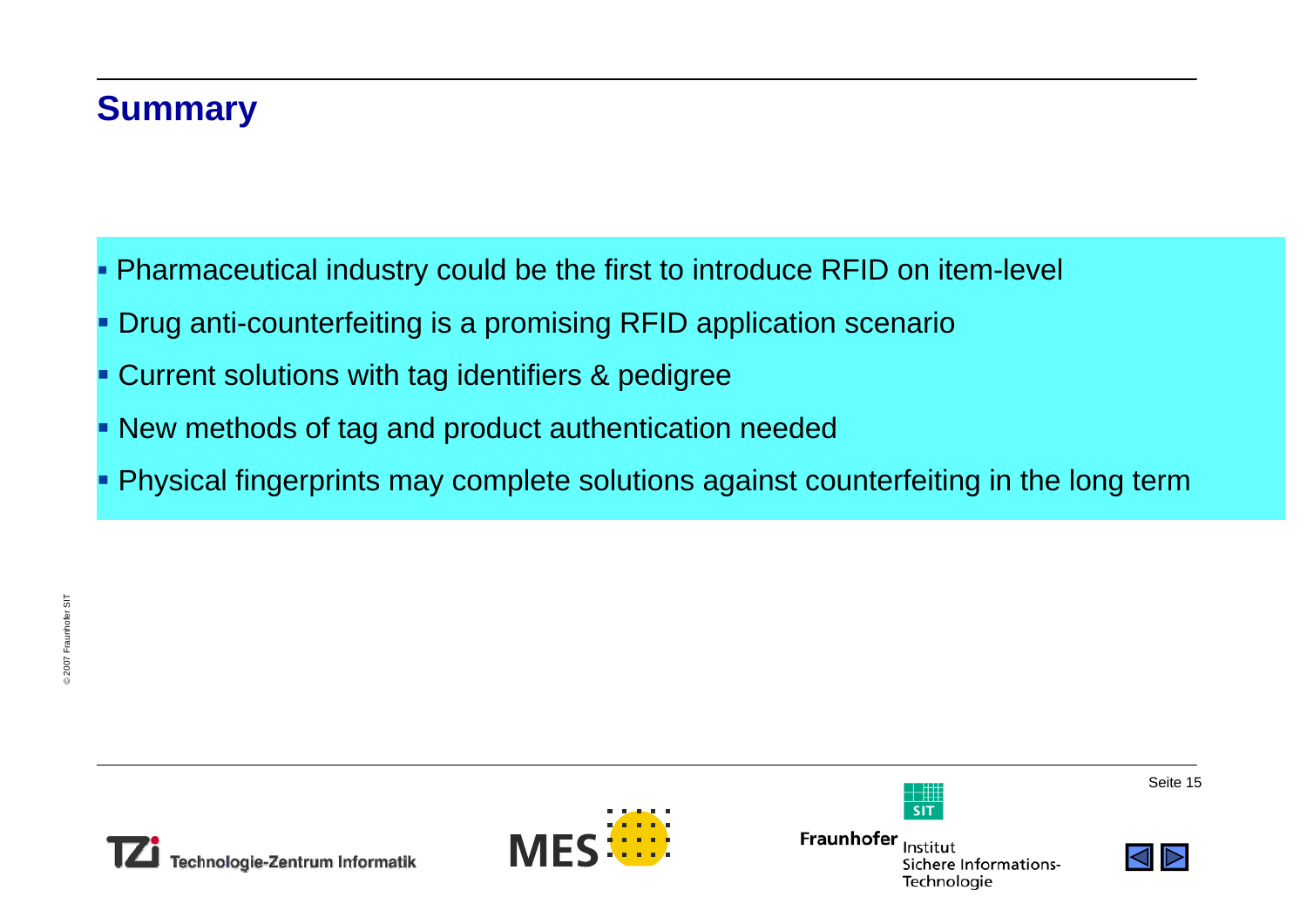# Summary

- Pharmaceutical industry could be the first to introduce RFID on item-level
- Drug anti-counterfeiting is a promising RFID application scenario
- Current solutions with tag identifiers & pedigree
- New methods of tag and product authentication needed
- Physical fingerprints may complete solutions against counterfeiting in the long term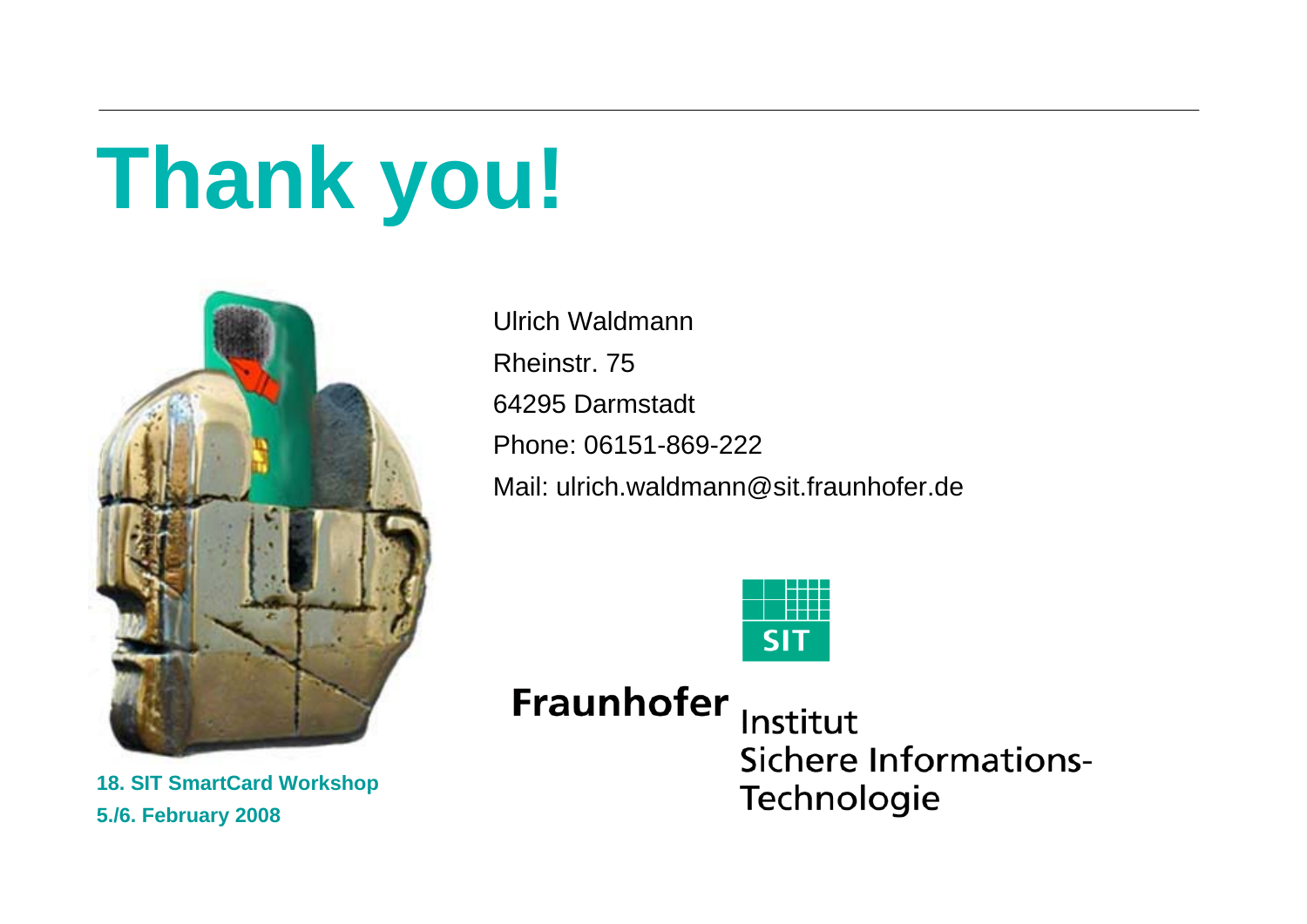# Thank you!

Ulrich Waldmann

Rheinstr. 75

64295 Darmstadt

Phone: 06151-869-222

Mail: ulrich.waldmann@sit.fraunhofer.de

SIT

Fraunhofer Institut
Sichere Informations-
Technologie

**18. SIT SmartCard Workshop**
**5./6. February 2008**